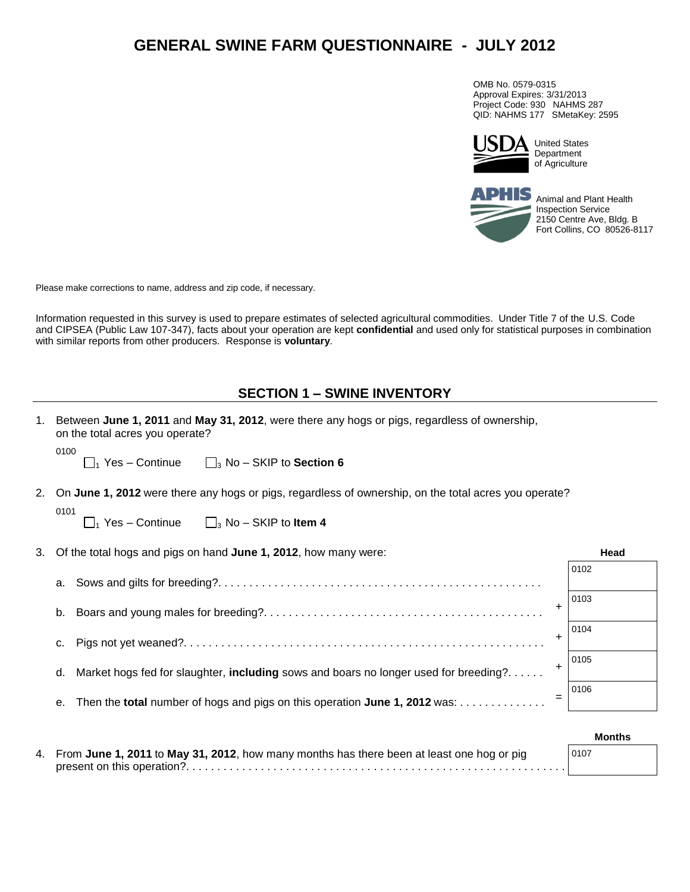# GENERAL SWINE FARM QUESTIONNAIRE - JULY 2012

OMB No. 0579-0315
Approval Expires: 3/31/2013
Project Code: 930 NAHMS 287
QID: NAHMS 177 SMetaKey: 2595

United States Department of Agriculture

Animal and Plant Health Inspection Service
2150 Centre Ave, Bldg. B
Fort Collins, CO 80526-8117

Please make corrections to name, address and zip code, if necessary.

Information requested in this survey is used to prepare estimates of selected agricultural commodities. Under Title 7 of the U.S. Code and CIPSEA (Public Law 107-347), facts about your operation are kept **confidential** and used only for statistical purposes in combination with similar reports from other producers. Response is **voluntary**.

## SECTION 1 – SWINE INVENTORY

1. Between **June 1, 2011** and **May 31, 2012**, were there any hogs or pigs, regardless of ownership, on the total acres you operate?

   0100
   ☐1 Yes – Continue ☐3 No – SKIP to **Section 6**

2. On **June 1, 2012** were there any hogs or pigs, regardless of ownership, on the total acres you operate?

   0101
   ☐1 Yes – Continue ☐3 No – SKIP to **Item 4**

3. Of the total hogs and pigs on hand **June 1, 2012**, how many were:

| | | | Head |
|---|---|---|---|
| a. | Sows and gilts for breeding? | | 0102 |
| b. | Boars and young males for breeding? | + | 0103 |
| c. | Pigs not yet weaned? | + | 0104 |
| d. | Market hogs fed for slaughter, **including** sows and boars no longer used for breeding? | + | 0105 |
| e. | Then the **total** number of hogs and pigs on this operation **June 1, 2012** was: | = | 0106 |

| | Months |
|---|---|
| 4. From **June 1, 2011** to **May 31, 2012**, how many months has there been at least one hog or pig present on this operation? | 0107 |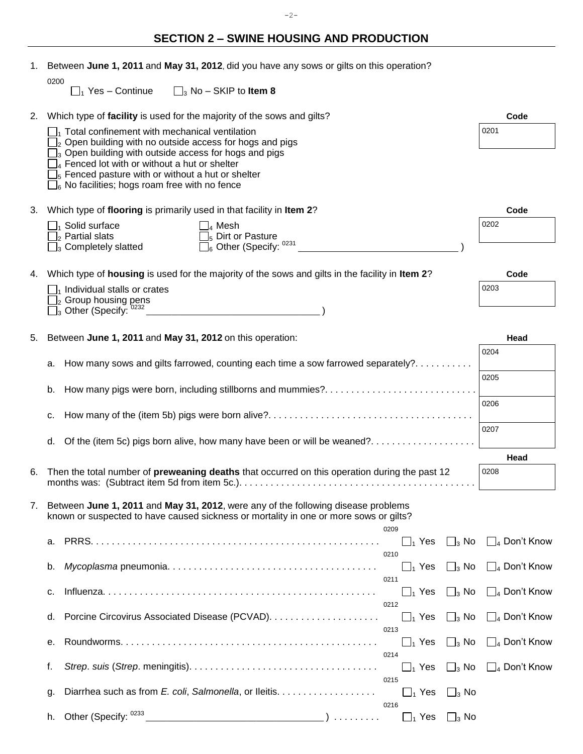## SECTION 2 – SWINE HOUSING AND PRODUCTION

1. Between **June 1, 2011** and **May 31, 2012**, did you have any sows or gilts on this operation?

   0200
   ☐1 Yes – Continue ☐3 No – SKIP to **Item 8**

2. Which type of **facility** is used for the majority of the sows and gilts? **Code** 0201

   ☐1 Total confinement with mechanical ventilation
   ☐2 Open building with no outside access for hogs and pigs
   ☐3 Open building with outside access for hogs and pigs
   ☐4 Fenced lot with or without a hut or shelter
   ☐5 Fenced pasture with or without a hut or shelter
   ☐6 No facilities; hogs roam free with no fence

3. Which type of **flooring** is primarily used in that facility in **Item 2**? **Code** 0202

   ☐1 Solid surface ☐4 Mesh
   ☐2 Partial slats ☐5 Dirt or Pasture
   ☐3 Completely slatted ☐6 Other (Specify: 0231 ______________________________ )

4. Which type of **housing** is used for the majority of the sows and gilts in the facility in **Item 2**? **Code** 0203

   ☐1 Individual stalls or crates
   ☐2 Group housing pens
   ☐3 Other (Specify: 0232 ________________________________ )

5. Between **June 1, 2011** and **May 31, 2012** on this operation: **Head**

   a. How many sows and gilts farrowed, counting each time a sow farrowed separately? . . . . . . . . . . . 0204

   b. How many pigs were born, including stillborns and mummies? . . . . . . . . . . . . . . . . . . . . . . . . . . . . 0205

   c. How many of the (item 5b) pigs were born alive? . . . . . . . . . . . . . . . . . . . . . . . . . . . . . . . . . . . . . . 0206

   d. Of the (item 5c) pigs born alive, how many have been or will be weaned? . . . . . . . . . . . . . . . . . . . . 0207

6. Then the total number of **preweaning deaths** that occurred on this operation during the past 12 months was: (Subtract item 5d from item 5c.) . . . . . . . . . . . . . . . . . . . . . . . . . . . . . . . . . . . . . . . . . . . . **Head** 0208

7. Between **June 1, 2011** and **May 31, 2012**, were any of the following disease problems known or suspected to have caused sickness or mortality in one or more sows or gilts?

   a. PRRS . . . . . . . . . . . . . . . . . . . . . . . . . . . . . . . . . . . . . . . . . . . . . . . . . . . . . 0209 ☐1 Yes ☐3 No ☐4 Don't Know

   b. *Mycoplasma* pneumonia . . . . . . . . . . . . . . . . . . . . . . . . . . . . . . . . . . . . . . . 0210 ☐1 Yes ☐3 No ☐4 Don't Know

   c. Influenza . . . . . . . . . . . . . . . . . . . . . . . . . . . . . . . . . . . . . . . . . . . . . . . . . . . 0211 ☐1 Yes ☐3 No ☐4 Don't Know

   d. Porcine Circovirus Associated Disease (PCVAD) . . . . . . . . . . . . . . . . . . . . . 0212 ☐1 Yes ☐3 No ☐4 Don't Know

   e. Roundworms . . . . . . . . . . . . . . . . . . . . . . . . . . . . . . . . . . . . . . . . . . . . . . . . 0213 ☐1 Yes ☐3 No ☐4 Don't Know

   f. *Strep*. *suis* (*Strep*. meningitis) . . . . . . . . . . . . . . . . . . . . . . . . . . . . . . . . . . . 0214 ☐1 Yes ☐3 No ☐4 Don't Know

   g. Diarrhea such as from *E. coli*, *Salmonella*, or Ileitis . . . . . . . . . . . . . . . . . . . 0215 ☐1 Yes ☐3 No

   h. Other (Specify: 0233 ________________________________ ) . . . . . . . . . 0216 ☐1 Yes ☐3 No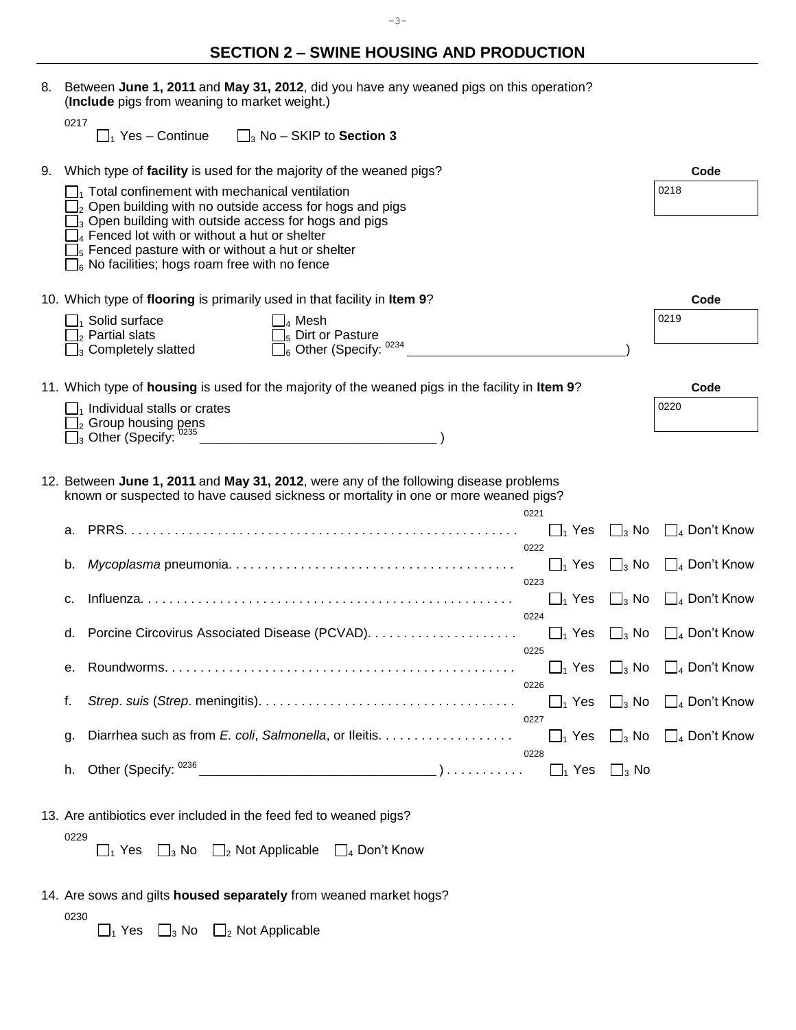## SECTION 2 – SWINE HOUSING AND PRODUCTION

8. Between **June 1, 2011** and **May 31, 2012**, did you have any weaned pigs on this operation? (**Include** pigs from weaning to market weight.)

   0217
   ☐1 Yes – Continue ☐3 No – SKIP to **Section 3**

9. Which type of **facility** is used for the majority of the weaned pigs? **Code** 0218

   ☐1 Total confinement with mechanical ventilation
   ☐2 Open building with no outside access for hogs and pigs
   ☐3 Open building with outside access for hogs and pigs
   ☐4 Fenced lot with or without a hut or shelter
   ☐5 Fenced pasture with or without a hut or shelter
   ☐6 No facilities; hogs roam free with no fence

10. Which type of **flooring** is primarily used in that facility in **Item 9**? **Code** 0219

    ☐1 Solid surface
    ☐2 Partial slats
    ☐3 Completely slatted
    ☐4 Mesh
    ☐5 Dirt or Pasture
    ☐6 Other (Specify: 0234 ____________________________)

11. Which type of **housing** is used for the majority of the weaned pigs in the facility in **Item 9**? **Code** 0220

    ☐1 Individual stalls or crates
    ☐2 Group housing pens
    ☐3 Other (Specify: 0235 ____________________________ )

12. Between **June 1, 2011** and **May 31, 2012**, were any of the following disease problems known or suspected to have caused sickness or mortality in one or more weaned pigs?

| | | | | | |
|---|---|---|---|---|---|
| a. | PRRS. . . . . . . . . . . . . . . . . . . . . . . . . . . . . . . . . . . . . . . . . . . . . . . . . . . . | 0221 ☐1 Yes | ☐3 No | ☐4 Don't Know |
| b. | *Mycoplasma* pneumonia. . . . . . . . . . . . . . . . . . . . . . . . . . . . . . . . . . . . . . . | 0222 ☐1 Yes | ☐3 No | ☐4 Don't Know |
| c. | Influenza. . . . . . . . . . . . . . . . . . . . . . . . . . . . . . . . . . . . . . . . . . . . . . . . . . . | 0223 ☐1 Yes | ☐3 No | ☐4 Don't Know |
| d. | Porcine Circovirus Associated Disease (PCVAD). . . . . . . . . . . . . . . . . . . . . | 0224 ☐1 Yes | ☐3 No | ☐4 Don't Know |
| e. | Roundworms. . . . . . . . . . . . . . . . . . . . . . . . . . . . . . . . . . . . . . . . . . . . . . . . | 0225 ☐1 Yes | ☐3 No | ☐4 Don't Know |
| f. | *Strep*. *suis* (*Strep*. meningitis). . . . . . . . . . . . . . . . . . . . . . . . . . . . . . . . . . . | 0226 ☐1 Yes | ☐3 No | ☐4 Don't Know |
| g. | Diarrhea such as from *E. coli*, *Salmonella*, or Ileitis. . . . . . . . . . . . . . . . . . . | 0227 ☐1 Yes | ☐3 No | ☐4 Don't Know |
| h. | Other (Specify: 0236 ____________________________ ) . . . . . . . . . . | 0228 ☐1 Yes | ☐3 No | |

13. Are antibiotics ever included in the feed fed to weaned pigs?

    0229
    ☐1 Yes ☐3 No ☐2 Not Applicable ☐4 Don't Know

14. Are sows and gilts **housed separately** from weaned market hogs?

    0230
    ☐1 Yes ☐3 No ☐2 Not Applicable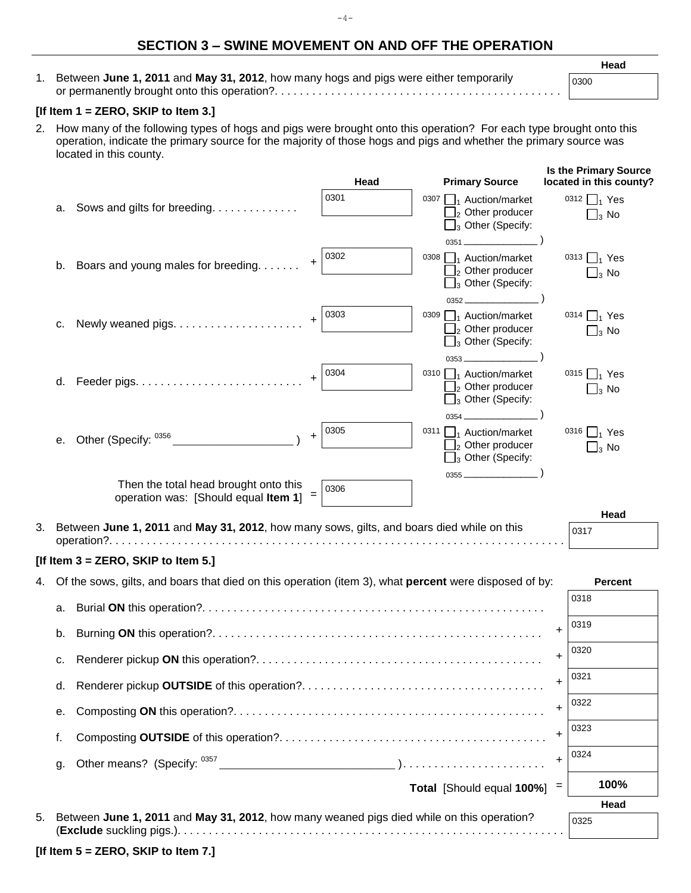## SECTION 3 – SWINE MOVEMENT ON AND OFF THE OPERATION

| | | Head |
|---|---|---|
| 1. | Between **June 1, 2011** and **May 31, 2012**, how many hogs and pigs were either temporarily or permanently brought onto this operation?. . . . . . . . . . . . . . . . . . . . . . . . . . . . . . . . . . . . . . . . . . . . . . . | 0300 |

**[If Item 1 = ZERO, SKIP to Item 3.]**

2. How many of the following types of hogs and pigs were brought onto this operation? For each type brought onto this operation, indicate the primary source for the majority of those hogs and pigs and whether the primary source was located in this county.

| | | Head | Primary Source | Is the Primary Source located in this county? |
|---|---|---|---|---|
| a. | Sows and gilts for breeding. . . . . . . . . . . . . | 0301 | 0307 ☐1 Auction/market ☐2 Other producer ☐3 Other (Specify: 0351 ______________ ) | 0312 ☐1 Yes ☐3 No |
| b. | Boars and young males for breeding. . . . . . . | + 0302 | 0308 ☐1 Auction/market ☐2 Other producer ☐3 Other (Specify: 0352 ______________ ) | 0313 ☐1 Yes ☐3 No |
| c. | Newly weaned pigs. . . . . . . . . . . . . . . . . . . . | + 0303 | 0309 ☐1 Auction/market ☐2 Other producer ☐3 Other (Specify: 0353 ______________ ) | 0314 ☐1 Yes ☐3 No |
| d. | Feeder pigs. . . . . . . . . . . . . . . . . . . . . . . . . . | + 0304 | 0310 ☐1 Auction/market ☐2 Other producer ☐3 Other (Specify: 0354 ______________ ) | 0315 ☐1 Yes ☐3 No |
| e. | Other (Specify: 0356 __________________ ) | + 0305 | 0311 ☐1 Auction/market ☐2 Other producer ☐3 Other (Specify: 0355 ______________ ) | 0316 ☐1 Yes ☐3 No |
| | Then the total head brought onto this operation was: [Should equal **Item 1**] | = 0306 | | |

| | | Head |
|---|---|---|
| 3. | Between **June 1, 2011** and **May 31, 2012**, how many sows, gilts, and boars died while on this operation?. . . . . . . . . . . . . . . . . . . . . . . . . . . . . . . . . . . . . . . . . . . . . . . . . . . . . . . . . . . . . . . . . . . . . . . . | 0317 |

**[If Item 3 = ZERO, SKIP to Item 5.]**

4. Of the sows, gilts, and boars that died on this operation (item 3), what **percent** were disposed of by:

| | | | Percent |
|---|---|---|---|
| a. | Burial **ON** this operation?. . . . . . . . . . . . . . . . . . . . . . . . . . . . . . . . . . . . . . . . . . . . . . . . . . . . . | | 0318 |
| b. | Burning **ON** this operation?. . . . . . . . . . . . . . . . . . . . . . . . . . . . . . . . . . . . . . . . . . . . . . . . . . . . | + | 0319 |
| c. | Renderer pickup **ON** this operation?. . . . . . . . . . . . . . . . . . . . . . . . . . . . . . . . . . . . . . . . . . . . | + | 0320 |
| d. | Renderer pickup **OUTSIDE** of this operation?. . . . . . . . . . . . . . . . . . . . . . . . . . . . . . . . . . . . . . | + | 0321 |
| e. | Composting **ON** this operation?. . . . . . . . . . . . . . . . . . . . . . . . . . . . . . . . . . . . . . . . . . . . . . . . | + | 0322 |
| f. | Composting **OUTSIDE** of this operation?. . . . . . . . . . . . . . . . . . . . . . . . . . . . . . . . . . . . . . . . . | + | 0323 |
| g. | Other means? (Specify: 0357 __________________________ ). . . . . . . . . . . . . . . . . . . . . . . | + | 0324 |
| | **Total** [Should equal **100%**] | = | **100%** |

| | | Head |
|---|---|---|
| 5. | Between **June 1, 2011** and **May 31, 2012**, how many weaned pigs died while on this operation? (**Exclude** suckling pigs.). . . . . . . . . . . . . . . . . . . . . . . . . . . . . . . . . . . . . . . . . . . . . . . . . . . . . . . . . . . . . | 0325 |

**[If Item 5 = ZERO, SKIP to Item 7.]**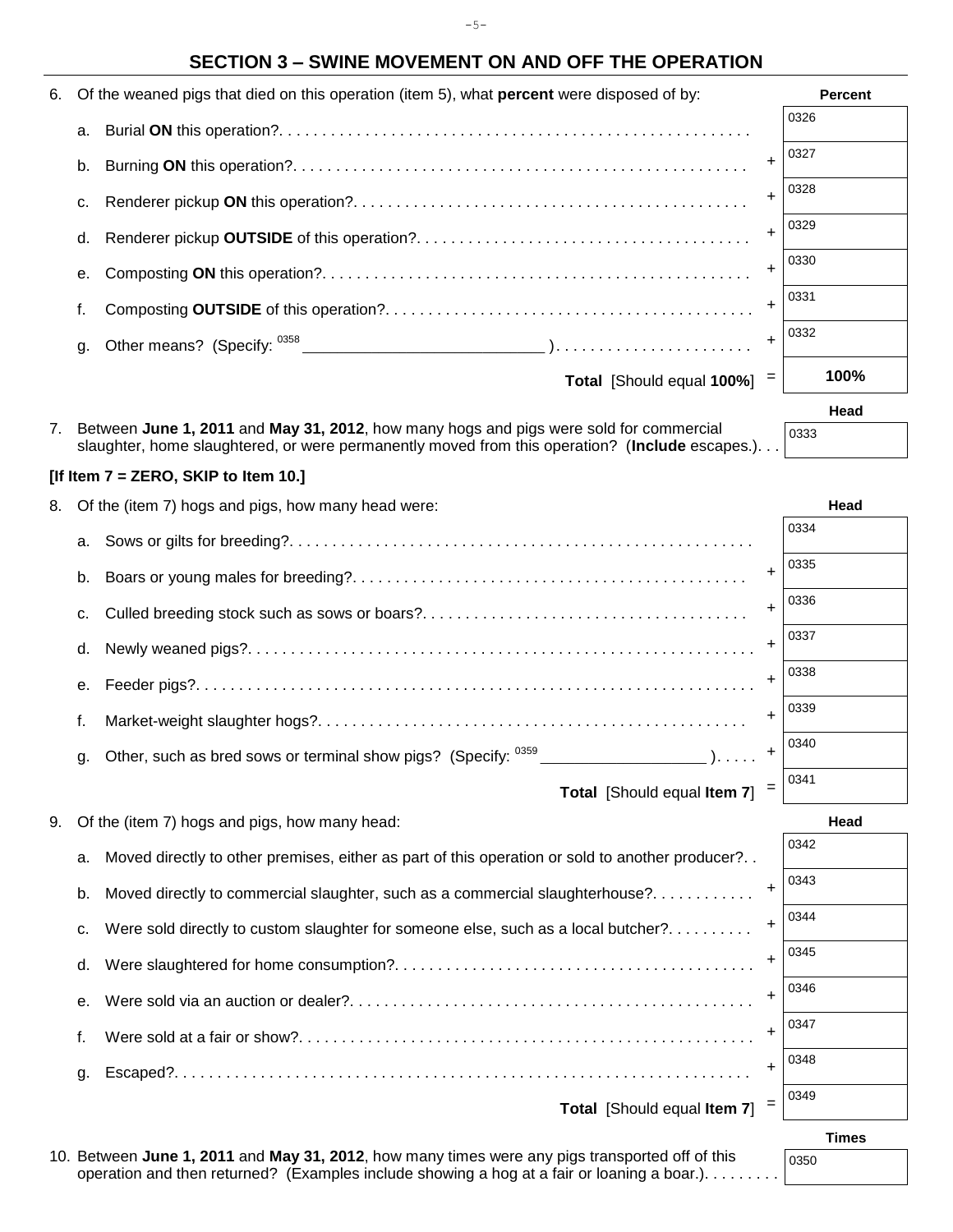## SECTION 3 – SWINE MOVEMENT ON AND OFF THE OPERATION

6. Of the weaned pigs that died on this operation (item 5), what **percent** were disposed of by:

| | | | Percent |
|---|---|---|---|
| a. | Burial **ON** this operation? | | 0326 |
| b. | Burning **ON** this operation? | + | 0327 |
| c. | Renderer pickup **ON** this operation? | + | 0328 |
| d. | Renderer pickup **OUTSIDE** of this operation? | + | 0329 |
| e. | Composting **ON** this operation? | + | 0330 |
| f. | Composting **OUTSIDE** of this operation? | + | 0331 |
| g. | Other means? (Specify: 0358 ________________________ ) | + | 0332 |
| | **Total** [Should equal **100%**] | = | **100%** |

7. Between **June 1, 2011** and **May 31, 2012**, how many hogs and pigs were sold for commercial slaughter, home slaughtered, or were permanently moved from this operation? (**Include** escapes.) . . . **Head** 0333

**[If Item 7 = ZERO, SKIP to Item 10.]**

8. Of the (item 7) hogs and pigs, how many head were:

| | | | Head |
|---|---|---|---|
| a. | Sows or gilts for breeding? | | 0334 |
| b. | Boars or young males for breeding? | + | 0335 |
| c. | Culled breeding stock such as sows or boars? | + | 0336 |
| d. | Newly weaned pigs? | + | 0337 |
| e. | Feeder pigs? | + | 0338 |
| f. | Market-weight slaughter hogs? | + | 0339 |
| g. | Other, such as bred sows or terminal show pigs? (Specify: 0359 __________________ ) | + | 0340 |
| | **Total** [Should equal **Item 7**] | = | 0341 |

9. Of the (item 7) hogs and pigs, how many head:

| | | | Head |
|---|---|---|---|
| a. | Moved directly to other premises, either as part of this operation or sold to another producer? | | 0342 |
| b. | Moved directly to commercial slaughter, such as a commercial slaughterhouse? | + | 0343 |
| c. | Were sold directly to custom slaughter for someone else, such as a local butcher? | + | 0344 |
| d. | Were slaughtered for home consumption? | + | 0345 |
| e. | Were sold via an auction or dealer? | + | 0346 |
| f. | Were sold at a fair or show? | + | 0347 |
| g. | Escaped? | + | 0348 |
| | **Total** [Should equal **Item 7**] | = | 0349 |

10. Between **June 1, 2011** and **May 31, 2012**, how many times were any pigs transported off of this operation and then returned? (Examples include showing a hog at a fair or loaning a boar.) . . . . . . . . **Times** 0350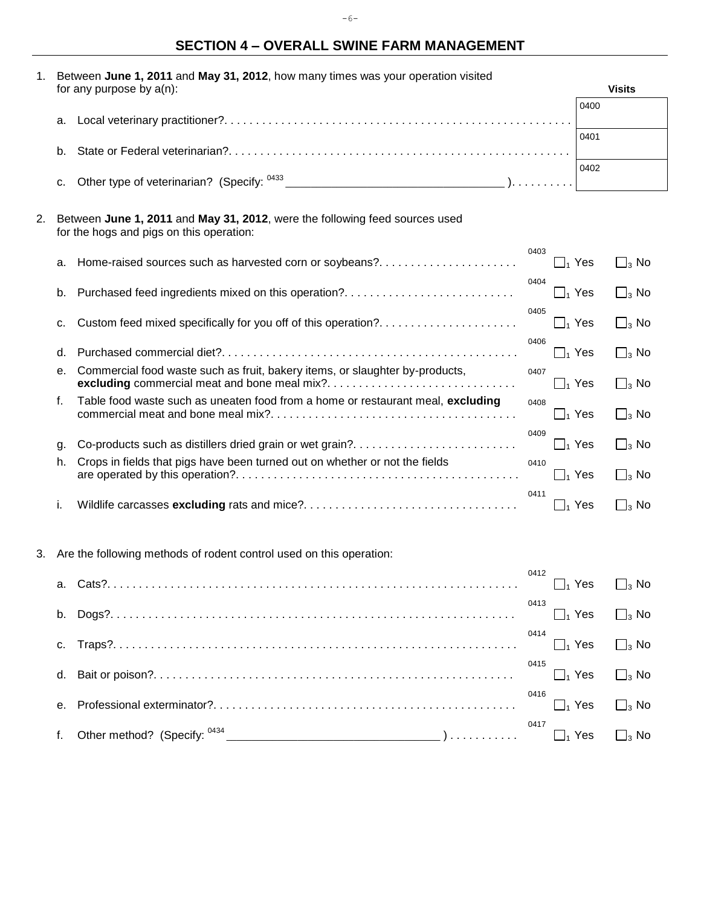## SECTION 4 – OVERALL SWINE FARM MANAGEMENT

1. Between **June 1, 2011** and **May 31, 2012**, how many times was your operation visited for any purpose by a(n):

| | | Visits |
|---|---|---|
| a. | Local veterinary practitioner? | 0400 |
| b. | State or Federal veterinarian? | 0401 |
| c. | Other type of veterinarian? (Specify: 0433 ______________________________ ) | 0402 |

2. Between **June 1, 2011** and **May 31, 2012**, were the following feed sources used for the hogs and pigs on this operation:

| | | Code | Yes | No |
|---|---|---|---|---|
| a. | Home-raised sources such as harvested corn or soybeans? | 0403 | ☐1 Yes | ☐3 No |
| b. | Purchased feed ingredients mixed on this operation? | 0404 | ☐1 Yes | ☐3 No |
| c. | Custom feed mixed specifically for you off of this operation? | 0405 | ☐1 Yes | ☐3 No |
| d. | Purchased commercial diet? | 0406 | ☐1 Yes | ☐3 No |
| e. | Commercial food waste such as fruit, bakery items, or slaughter by-products, **excluding** commercial meat and bone meal mix? | 0407 | ☐1 Yes | ☐3 No |
| f. | Table food waste such as uneaten food from a home or restaurant meal, **excluding** commercial meat and bone meal mix? | 0408 | ☐1 Yes | ☐3 No |
| g. | Co-products such as distillers dried grain or wet grain? | 0409 | ☐1 Yes | ☐3 No |
| h. | Crops in fields that pigs have been turned out on whether or not the fields are operated by this operation? | 0410 | ☐1 Yes | ☐3 No |
| i. | Wildlife carcasses **excluding** rats and mice? | 0411 | ☐1 Yes | ☐3 No |

3. Are the following methods of rodent control used on this operation:

| | | Code | Yes | No |
|---|---|---|---|---|
| a. | Cats? | 0412 | ☐1 Yes | ☐3 No |
| b. | Dogs? | 0413 | ☐1 Yes | ☐3 No |
| c. | Traps? | 0414 | ☐1 Yes | ☐3 No |
| d. | Bait or poison? | 0415 | ☐1 Yes | ☐3 No |
| e. | Professional exterminator? | 0416 | ☐1 Yes | ☐3 No |
| f. | Other method? (Specify: 0434 ______________________________ ) | 0417 | ☐1 Yes | ☐3 No |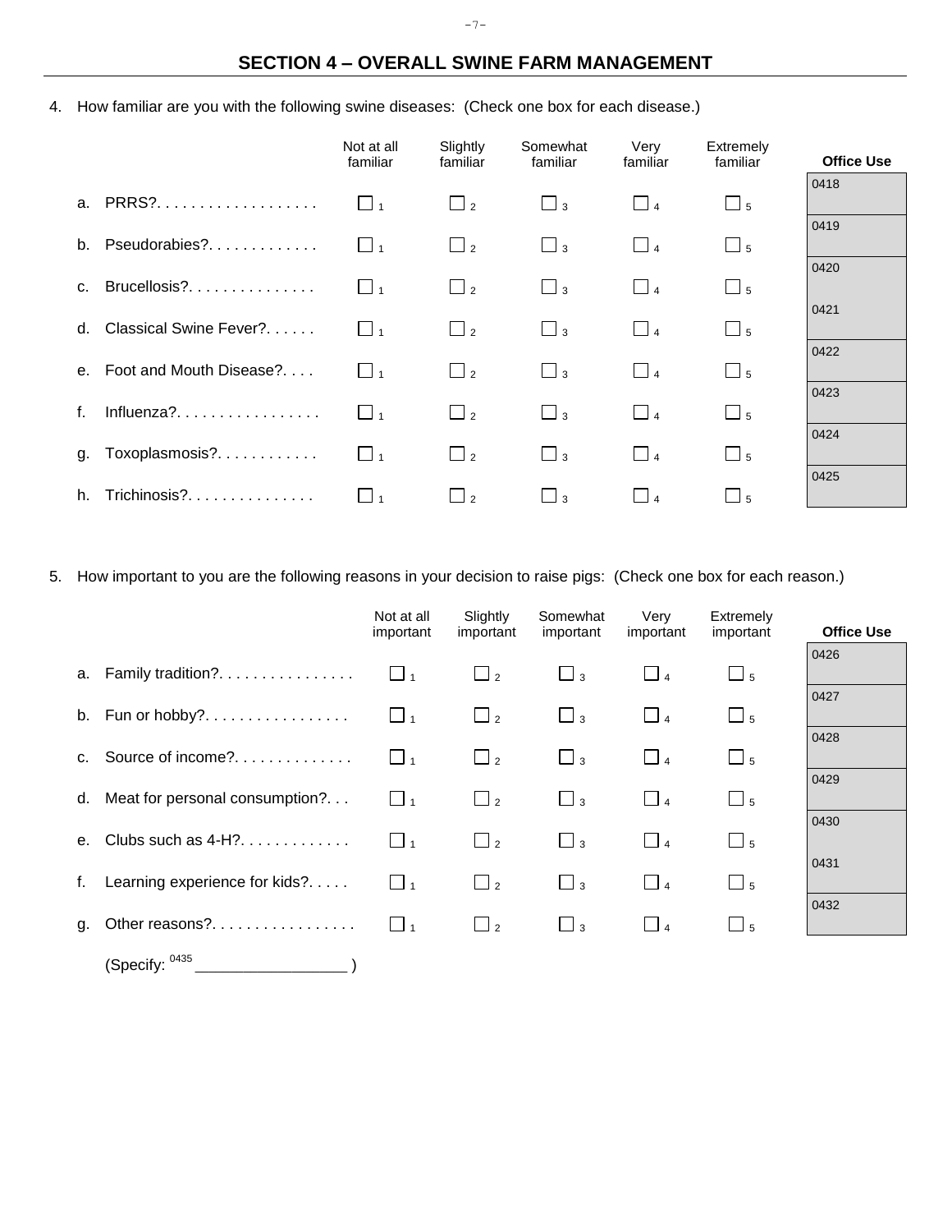## SECTION 4 – OVERALL SWINE FARM MANAGEMENT

4. How familiar are you with the following swine diseases: (Check one box for each disease.)

| | Not at all familiar | Slightly familiar | Somewhat familiar | Very familiar | Extremely familiar | Office Use |
|---|---|---|---|---|---|---|
| a. PRRS? | ☐ 1 | ☐ 2 | ☐ 3 | ☐ 4 | ☐ 5 | 0418 |
| b. Pseudorabies? | ☐ 1 | ☐ 2 | ☐ 3 | ☐ 4 | ☐ 5 | 0419 |
| c. Brucellosis? | ☐ 1 | ☐ 2 | ☐ 3 | ☐ 4 | ☐ 5 | 0420 |
| d. Classical Swine Fever? | ☐ 1 | ☐ 2 | ☐ 3 | ☐ 4 | ☐ 5 | 0421 |
| e. Foot and Mouth Disease? | ☐ 1 | ☐ 2 | ☐ 3 | ☐ 4 | ☐ 5 | 0422 |
| f. Influenza? | ☐ 1 | ☐ 2 | ☐ 3 | ☐ 4 | ☐ 5 | 0423 |
| g. Toxoplasmosis? | ☐ 1 | ☐ 2 | ☐ 3 | ☐ 4 | ☐ 5 | 0424 |
| h. Trichinosis? | ☐ 1 | ☐ 2 | ☐ 3 | ☐ 4 | ☐ 5 | 0425 |

5. How important to you are the following reasons in your decision to raise pigs: (Check one box for each reason.)

| | Not at all important | Slightly important | Somewhat important | Very important | Extremely important | Office Use |
|---|---|---|---|---|---|---|
| a. Family tradition? | ☐ 1 | ☐ 2 | ☐ 3 | ☐ 4 | ☐ 5 | 0426 |
| b. Fun or hobby? | ☐ 1 | ☐ 2 | ☐ 3 | ☐ 4 | ☐ 5 | 0427 |
| c. Source of income? | ☐ 1 | ☐ 2 | ☐ 3 | ☐ 4 | ☐ 5 | 0428 |
| d. Meat for personal consumption? | ☐ 1 | ☐ 2 | ☐ 3 | ☐ 4 | ☐ 5 | 0429 |
| e. Clubs such as 4-H? | ☐ 1 | ☐ 2 | ☐ 3 | ☐ 4 | ☐ 5 | 0430 |
| f. Learning experience for kids? | ☐ 1 | ☐ 2 | ☐ 3 | ☐ 4 | ☐ 5 | 0431 |
| g. Other reasons? | ☐ 1 | ☐ 2 | ☐ 3 | ☐ 4 | ☐ 5 | 0432 |

(Specify: 0435 ________________ )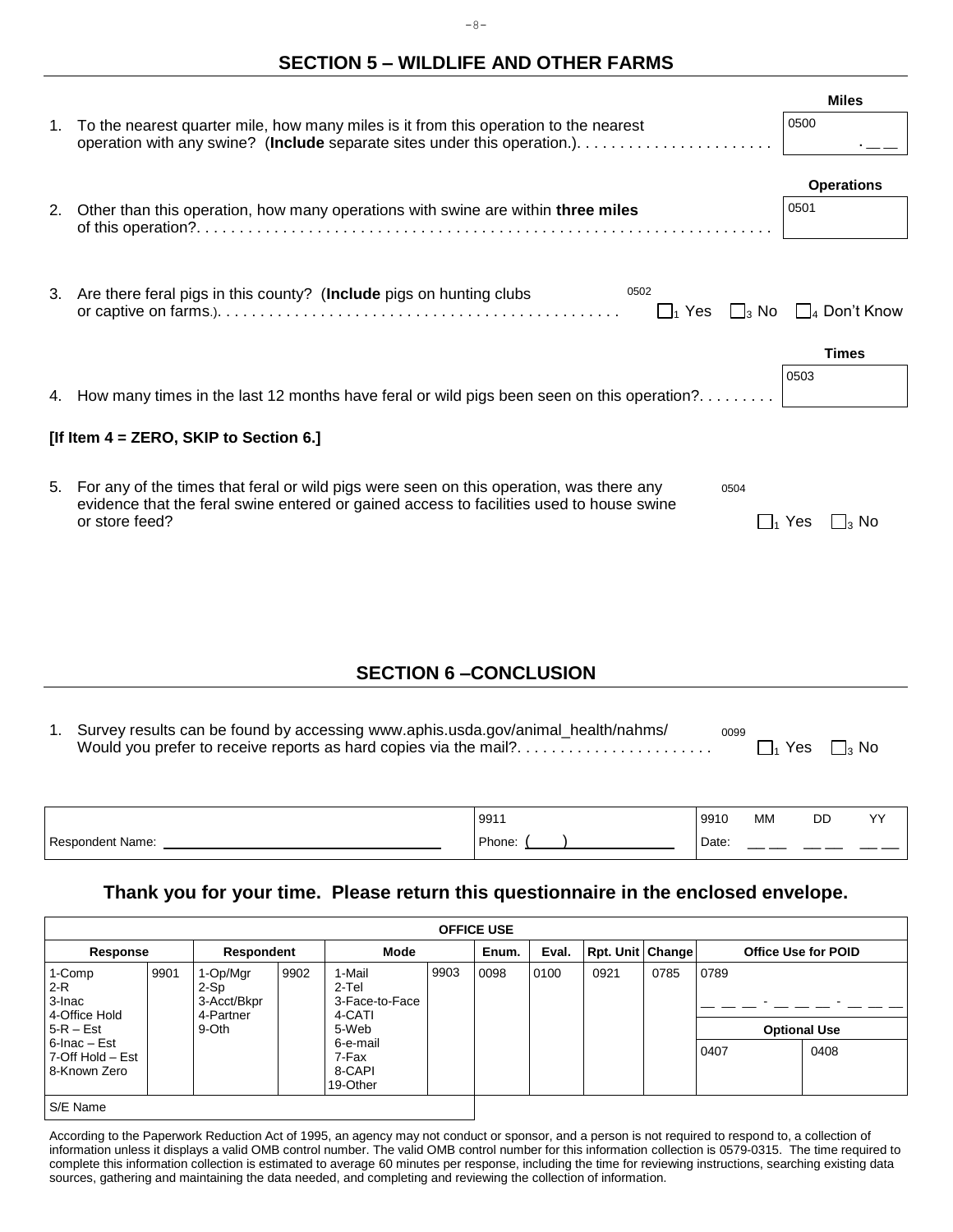## SECTION 5 – WILDLIFE AND OTHER FARMS

1. To the nearest quarter mile, how many miles is it from this operation to the nearest operation with any swine? (**Include** separate sites under this operation.)....................... **Miles** 0500 . __ __

2. Other than this operation, how many operations with swine are within **three miles** of this operation?.................................................................... **Operations** 0501

3. Are there feral pigs in this county? (**Include** pigs on hunting clubs or captive on farms.)............................................ 0502 ☐1 Yes ☐3 No ☐4 Don't Know

4. How many times in the last 12 months have feral or wild pigs been seen on this operation?......... **Times** 0503

**[If Item 4 = ZERO, SKIP to Section 6.]**

5. For any of the times that feral or wild pigs were seen on this operation, was there any evidence that the feral swine entered or gained access to facilities used to house swine or store feed? 0504 ☐1 Yes ☐3 No

## SECTION 6 –CONCLUSION

1. Survey results can be found by accessing www.aphis.usda.gov/animal_health/nahms/ Would you prefer to receive reports as hard copies via the mail?...................... 0099 ☐1 Yes ☐3 No

| | | |
|---|---|---|
| Respondent Name: ______________________ | 9911 Phone: (___) __________ | 9910 Date: MM __ __ DD __ __ YY __ __ |

**Thank you for your time. Please return this questionnaire in the enclosed envelope.**

| OFFICE USE | | | | | | | | | | | |
|---|---|---|---|---|---|---|---|---|---|---|---|
| Response | | Respondent | | Mode | | Enum. | Eval. | Rpt. Unit | Change | Office Use for POID | |
| 1-Comp<br>2-R<br>3-Inac<br>4-Office Hold<br>5-R – Est<br>6-Inac – Est<br>7-Off Hold – Est<br>8-Known Zero | 9901 | 1-Op/Mgr<br>2-Sp<br>3-Acct/Bkpr<br>4-Partner<br>9-Oth | 9902 | 1-Mail<br>2-Tel<br>3-Face-to-Face<br>4-CATI<br>5-Web<br>6-e-mail<br>7-Fax<br>8-CAPI<br>19-Other | 9903 | 0098 | 0100 | 0921 | 0785 | 0789<br>__ __ __ - __ __ __ - __ __ __<br>Optional Use<br>0407 | 0408 |
| S/E Name | | | | | | | | | | | |

According to the Paperwork Reduction Act of 1995, an agency may not conduct or sponsor, and a person is not required to respond to, a collection of information unless it displays a valid OMB control number. The valid OMB control number for this information collection is 0579-0315. The time required to complete this information collection is estimated to average 60 minutes per response, including the time for reviewing instructions, searching existing data sources, gathering and maintaining the data needed, and completing and reviewing the collection of information.